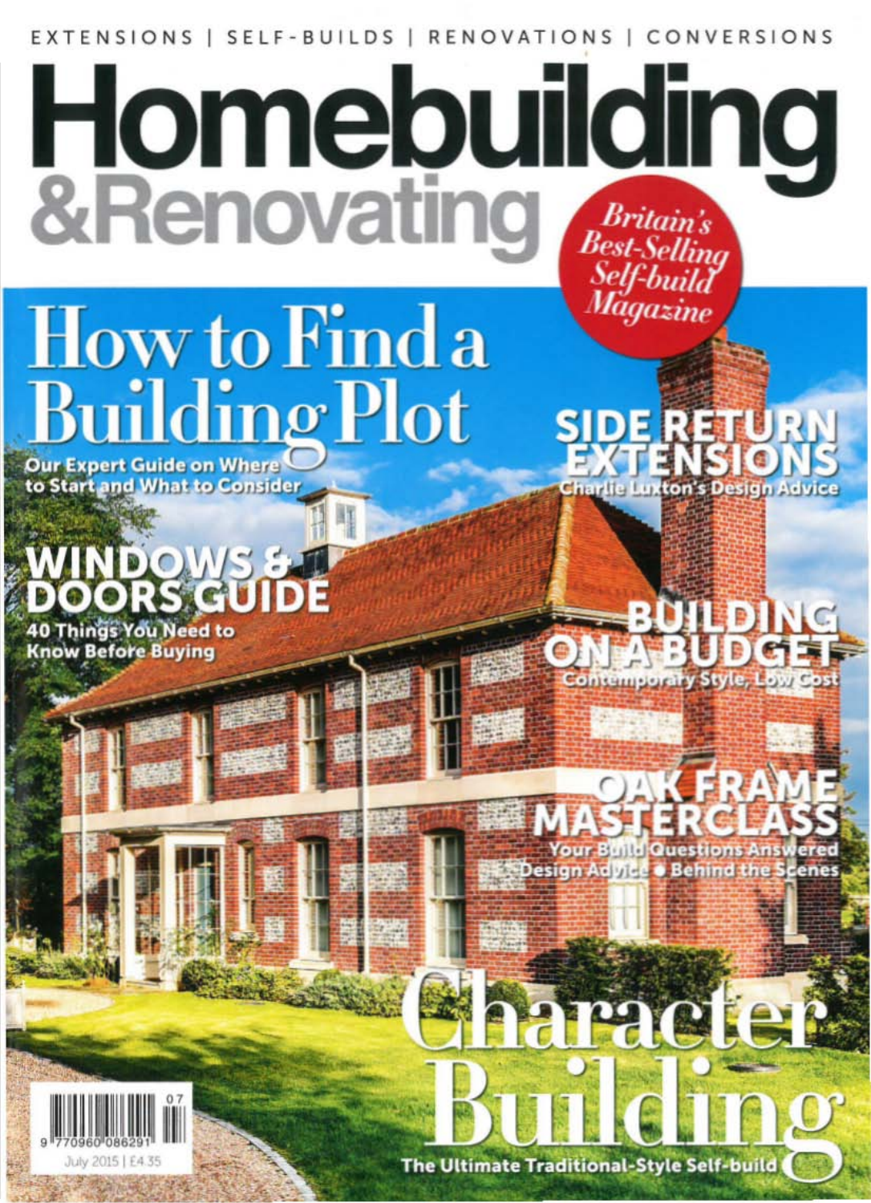EXTENSIONS | SELF-BUILDS | RENOVATIONS | CONVERSIONS

# Homebuilding & Renovating

*Britain's Best-Selling Self-build Magazine*

## How to Find a Building Plot

**Our Expert Guide on Where to Start and What to Consider**

## WINDOWS & DOORS GUIDE

**40 Things You Need to Know Before Buying**

## SIDE RETURN EXTENSIONS

**Charlie Luxton's Design Advice**

## BUILDING ON A BUDGET

**Contemporary Style, Low Cost**

## OAK FRAME MASTERCLASS

**Your Build Questions Answered**
**Design Advice • Behind the Scenes**

## Character Building

**The Ultimate Traditional-Style Self-build**

9 770960 086291 07

July 2015 | £4.35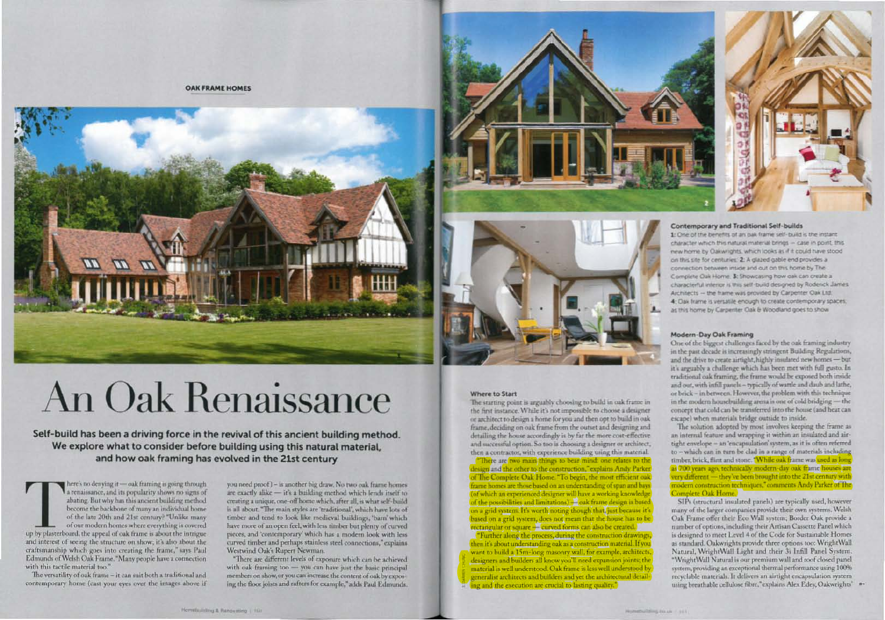# An Oak Renaissance

**Self-build has been a driving force in the revival of this ancient building method. We explore what to consider before building using this natural material, and how oak framing has evolved in the 21st century**

There's no denying it — oak framing is going through a renaissance, and its popularity shows no signs of abating. But why has this ancient building method become the backbone of many an individual home of the late 20th and 21st century? "Unlike many of our modern homes where everything is covered up by plasterboard, the appeal of oak frame is about the intrigue and interest of seeing the structure on show; it's also about the craftsmanship which goes into creating the frame," says Paul Edmunds of Welsh Oak Frame. "Many people have a connection with this tactile material too."

The versatility of oak frame – it can suit both a traditional and contemporary home (cast your eyes over the images above if you need proof) – is another big draw. No two oak frame homes are exactly alike — it's a building method which lends itself to creating a unique, one-off home which, after all, is what self-build is all about. "The main styles are 'traditional', which have lots of timber and tend to look like medieval buildings, 'barn' which have more of an open feel, with less timber but plenty of curved pieces, and 'contemporary' which has a modern look with less curved timber and perhaps stainless steel connections," explains Westwind Oak's Rupert Newman.

"There are different levels of exposure which can be achieved with oak framing too — you can have just the basic principal members on show, or you can increase the content of oak by exposing the floor joists and rafters for example," adds Paul Edmunds.

## Where to Start

The starting point is arguably choosing to build in oak frame in the first instance. While it's not impossible to choose a designer or architect to design a home for you and then opt to build in oak frame, deciding on oak frame from the outset and designing and detailing the house accordingly is by far the more cost-effective and successful option. So too is choosing a designer or architect, then a contractor, with experience building using this material.

"There are two main things to bear mind: one relates to the design and the other to the construction," explains Andy Parker of The Complete Oak Home. "To begin, the most efficient oak frame homes are those based on an understanding of span and bays (of which an experienced designer will have a working knowledge of the possibilities and limitations) — oak frame design is based on a grid system. It's worth noting though that, just because it's based on a grid system, does not mean that the house has to be rectangular or square — curved forms can also be created.

"Further along the process, during the construction drawings, then it's about understanding oak as a construction material. If you want to build a 15m-long masonry wall, for example, architects, designers and builders all know you'll need expansion joints; the material is well understood. Oak frame is less well understood by generalist architects and builders and yet the architectural detailing and the execution are crucial to lasting quality."

### Contemporary and Traditional Self-builds

1: One of the benefits of an oak frame self-build is the instant character which this natural material brings – case in point, this new home by Oakwrights, which looks as if it could have stood on this site for centuries. 2: A glazed gable end provides a connection between inside and out on this home by The Complete Oak Home. 3: Showcasing how oak can create a characterful interior is this self-build designed by Roderick James Architects – the frame was provided by Carpenter Oak Ltd. 4: Oak frame is versatile enough to create contemporary spaces, as this home by Carpenter Oak & Woodland goes to show

## Modern-Day Oak Framing

One of the biggest challenges faced by the oak framing industry in the past decade is increasingly stringent Building Regulations, and the drive to create airtight, highly insulated new homes — but it's arguably a challenge which has been met with full gusto. In traditional oak framing, the frame would be exposed both inside and out, with infill panels – typically of wattle and daub and lathe, or brick – in between. However, the problem with this technique in the modern housebuilding arena is one of cold bridging — the concept that cold can be transferred into the house (and heat can escape) when materials bridge outside to inside.

The solution adopted by most involves keeping the frame as an internal feature and wrapping it within an insulated and airtight envelope – an 'encapsulation' system, as it is often referred to – which can in turn be clad in a range of materials including timber, brick, flint and stone. "While oak frame was used as long as 700 years ago, technically modern-day oak frame houses are very different — they've been brought into the 21st century with modern construction techniques," comments Andy Parker of The Complete Oak Home.

SIPs (structural insulated panels) are typically used, however many of the larger companies provide their own systems. Welsh Oak Frame offer their Eco Wall system; Border Oak provide a number of options, including their Artisan Cassette Panel which is designed to meet Level 4 of the Code for Sustainable Homes as standard. Oakwrights provide three options too: WrightWall Natural, WrightWall Light and their 3i Infill Panel System. "WrightWall Natural is our premium wall and roof closed panel system, providing an exceptional thermal performance using 100% recyclable materials. It delivers an airtight encapsulation system using breathable cellulose fibre," explains Alex Edey, Oakwrights'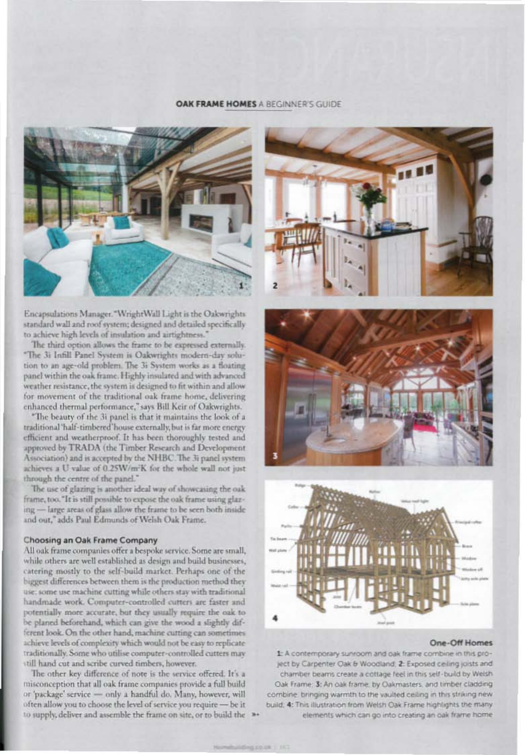Encapsulations Manager. "WrightWall Light is the Oakwrights standard wall and roof system; designed and detailed specifically to achieve high levels of insulation and airtightness."

The third option allows the frame to be expressed externally. "The 3i Infill Panel System is Oakwrights modern-day solution to an age-old problem. The 3i System works as a floating panel within the oak frame. Highly insulated and with advanced weather resistance, the system is designed to fit within and allow for movement of the traditional oak frame home, delivering enhanced thermal performance," says Bill Keir of Oakwrights.

"The beauty of the 3i panel is that it maintains the look of a traditional 'half-timbered' house externally, but is far more energy efficient and weatherproof. It has been thoroughly tested and approved by TRADA (the Timber Research and Development Association) and is accepted by the NHBC. The 3i panel system achieves a U value of 0.25W/m²K for the whole wall not just through the centre of the panel."

The use of glazing is another ideal way of showcasing the oak frame, too. "It is still possible to expose the oak frame using glazing — large areas of glass allow the frame to be seen both inside and out," adds Paul Edmunds of Welsh Oak Frame.

## Choosing an Oak Frame Company

All oak frame companies offer a bespoke service. Some are small, while others are well established as design and build businesses, catering mostly to the self-build market. Perhaps one of the biggest differences between them is the production method they use: some use machine cutting while others stay with traditional handmade work. Computer-controlled cutters are faster and potentially more accurate, but they usually require the oak to be planed beforehand, which can give the wood a slightly different look. On the other hand, machine cutting can sometimes achieve levels of complexity which would not be easy to replicate traditionally. Some who utilise computer-controlled cutters may still hand cut and scribe curved timbers, however.

The other key difference of note is the service offered. It's a misconception that all oak frame companies provide a full build or 'package' service — only a handful do. Many, however, will often allow you to choose the level of service you require — be it to supply, deliver and assemble the frame on site, or to build the »

### One-Off Homes

**1:** A contemporary sunroom and oak frame combine in this project by Carpenter Oak & Woodland; **2:** Exposed ceiling joists and chamber beams create a cottage feel in this self-build by Welsh Oak Frame; **3:** An oak frame, by Oakmasters, and timber cladding combine, bringing warmth to the vaulted ceiling in this striking new build; **4:** This illustration from Welsh Oak Frame highlights the many elements which can go into creating an oak frame home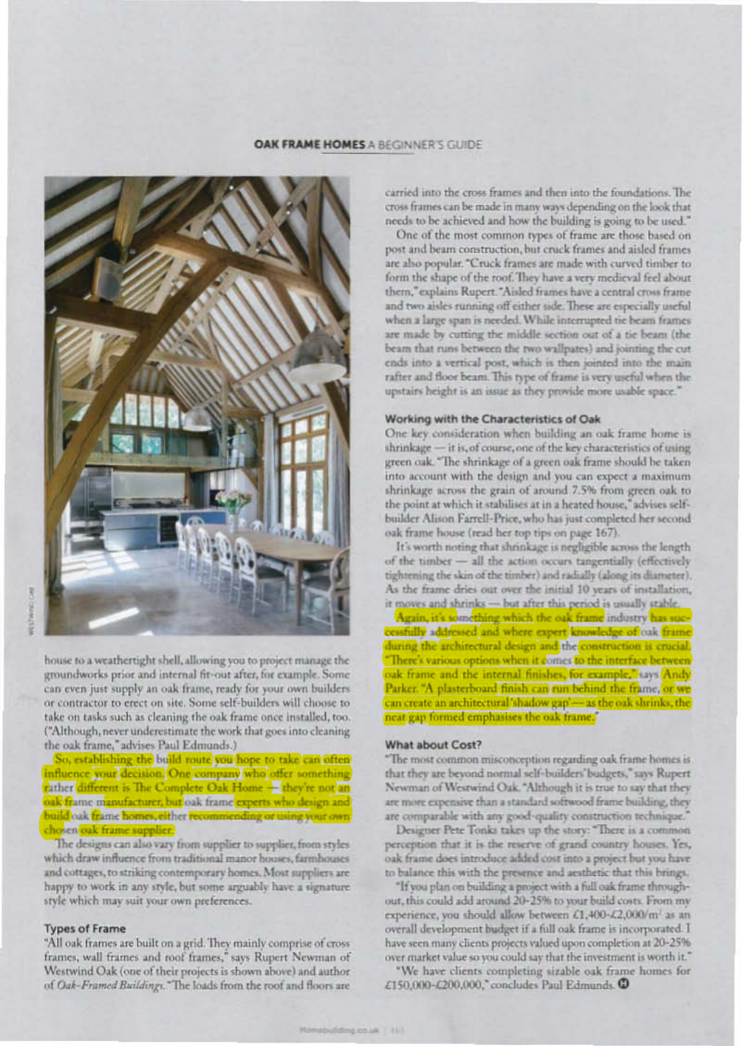house to a weathertight shell, allowing you to project manage the groundworks prior and internal fit-out after, for example. Some can even just supply an oak frame, ready for your own builders or contractor to erect on site. Some self-builders will choose to take on tasks such as cleaning the oak frame once installed, too. ("Although, never underestimate the work that goes into cleaning the oak frame," advises Paul Edmunds.)

So, establishing the build route you hope to take can often influence your decision. One company who offer something rather different is The Complete Oak Home — they're not an oak frame manufacturer, but oak frame experts who design and build oak frame homes, either recommending or using your own chosen oak frame supplier.

The designs can also vary from supplier to supplier, from styles which draw influence from traditional manor houses, farmhouses and cottages, to striking contemporary homes. Most suppliers are happy to work in any style, but some arguably have a signature style which may suit your own preferences.

### Types of Frame

"All oak frames are built on a grid. They mainly comprise of cross frames, wall frames and roof frames," says Rupert Newman of Westwind Oak (one of their projects is shown above) and author of *Oak-Framed Buildings*. "The loads from the roof and floors are carried into the cross frames and then into the foundations. The cross frames can be made in many ways depending on the look that needs to be achieved and how the building is going to be used."

One of the most common types of frame are those based on post and beam construction, but cruck frames and aisled frames are also popular. "Cruck frames are made with curved timber to form the shape of the roof. They have a very medieval feel about them," explains Rupert. "Aisled frames have a central cross frame and two aisles running off either side. These are especially useful when a large span is needed. While interrupted tie beam frames are made by cutting the middle section out of a tie beam (the beam that runs between the two wallpates) and jointing the cut ends into a vertical post, which is then jointed into the main rafter and floor beam. This type of frame is very useful when the upstairs height is an issue as they provide more usable space."

### Working with the Characteristics of Oak

One key consideration when building an oak frame home is shrinkage — it is, of course, one of the key characteristics of using green oak. "The shrinkage of a green oak frame should be taken into account with the design and you can expect a maximum shrinkage across the grain of around 7.5% from green oak to the point at which it stabilises at in a heated house," advises self-builder Alison Farrell-Price, who has just completed her second oak frame house (read her top tips on page 167).

It's worth noting that shrinkage is negligible across the length of the timber — all the action occurs tangentially (effectively tightening the skin of the timber) and radially (along its diameter). As the frame dries out over the initial 10 years of installation, it moves and shrinks — but after this period is usually stable.

Again, it's something which the oak frame industry has successfully addressed and where expert knowledge of oak frame during the architectural design and the construction is crucial. "There's various options when it comes to the interface between oak frame and the internal finishes, for example," says Andy Parker. "A plasterboard finish can run behind the frame, or we can create an architectural 'shadow gap' — as the oak shrinks, the neat gap formed emphasises the oak frame."

### What about Cost?

"The most common misconception regarding oak frame homes is that they are beyond normal self-builders' budgets," says Rupert Newman of Westwind Oak. "Although it is true to say that they are more expensive than a standard softwood frame building, they are comparable with any good-quality construction technique."

Designer Pete Tonks takes up the story: "There is a common perception that it is the reserve of grand country houses. Yes, oak frame does introduce added cost into a project but you have to balance this with the presence and aesthetic that this brings.

"If you plan on building a project with a full oak frame throughout, this could add around 20-25% to your build costs. From my experience, you should allow between £1,400-£2,000/m² as an overall development budget if a full oak frame is incorporated. I have seen many clients projects valued upon completion at 20-25% over market value so you could say that the investment is worth it."

"We have clients completing sizable oak frame homes for £150,000-£200,000," concludes Paul Edmunds.